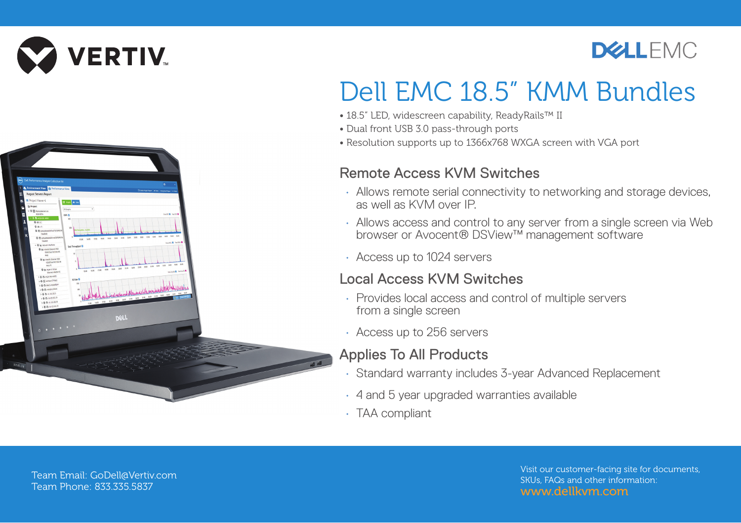VERTIV

DELL EMC

# Dell EMC 18.5" KMM Bundles

- 18.5" LED, widescreen capability, ReadyRails™ II
- Dual front USB 3.0 pass-through ports
- Resolution supports up to 1366x768 WXGA screen with VGA port

## Remote Access KVM Switches

- Allows remote serial connectivity to networking and storage devices, as well as KVM over IP.
- Allows access and control to any server from a single screen via Web browser or Avocent® DSView™ management software
- Access up to 1024 servers

## Local Access KVM Switches

- Provides local access and control of multiple servers from a single screen
- Access up to 256 servers

## Applies To All Products

- Standard warranty includes 3-year Advanced Replacement
- 4 and 5 year upgraded warranties available
- TAA compliant

Team Email: GoDell@Vertiv.com
Team Phone: 833.335.5837

Visit our customer-facing site for documents, SKUs, FAQs and other information:
www.dellkvm.com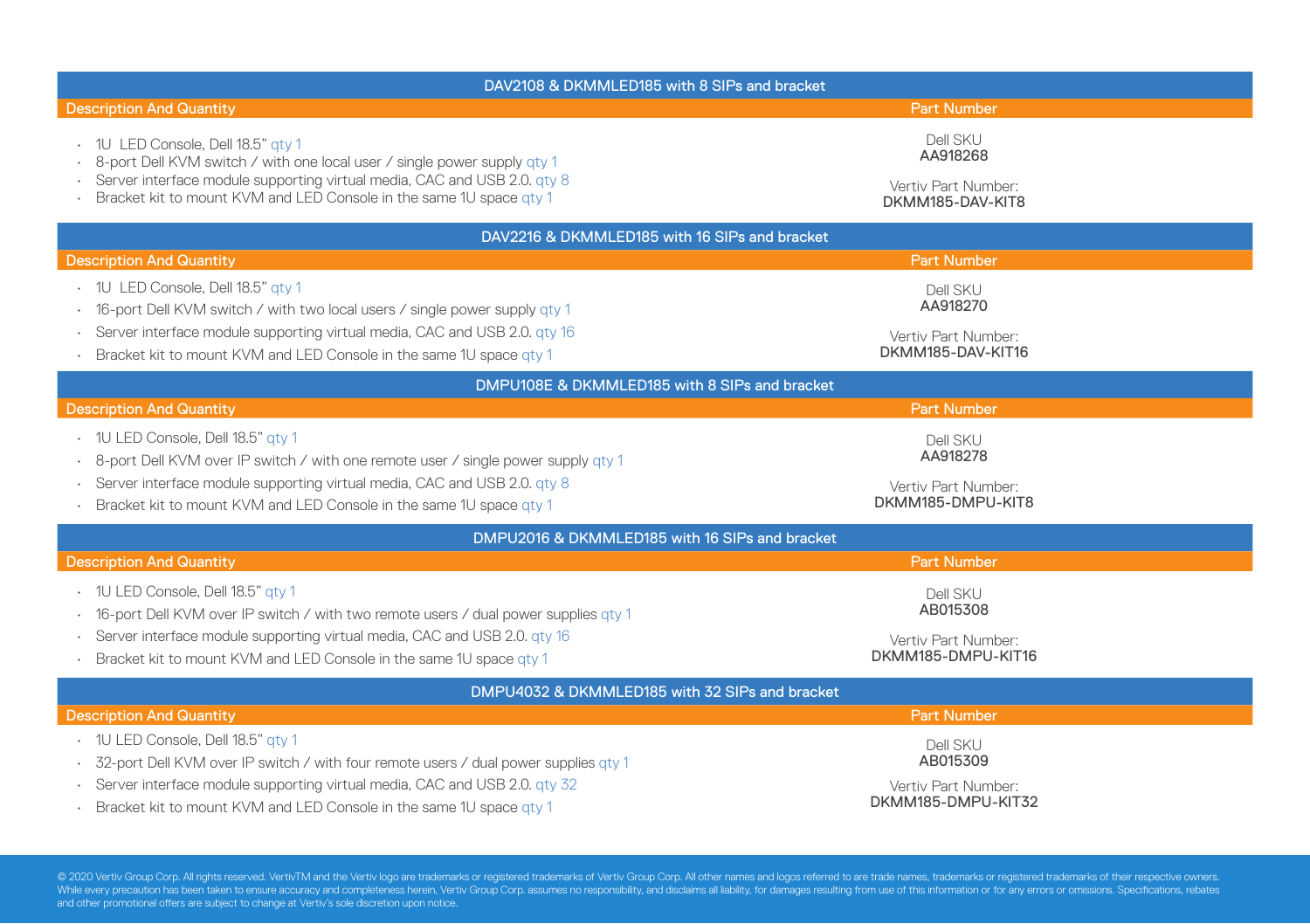## DAV2108 & DKMMLED185 with 8 SIPs and bracket

| Description And Quantity | Part Number |
|---|---|
| • 1U LED Console, Dell 18.5" qty 1<br>• 8-port Dell KVM switch / with one local user / single power supply qty 1<br>• Server interface module supporting virtual media, CAC and USB 2.0. qty 8<br>• Bracket kit to mount KVM and LED Console in the same 1U space qty 1 | Dell SKU<br>**AA918268**<br><br>Vertiv Part Number:<br>**DKMM185-DAV-KIT8** |

## DAV2216 & DKMMLED185 with 16 SIPs and bracket

| Description And Quantity | Part Number |
|---|---|
| • 1U LED Console, Dell 18.5" qty 1<br>• 16-port Dell KVM switch / with two local users / single power supply qty 1<br>• Server interface module supporting virtual media, CAC and USB 2.0. qty 16<br>• Bracket kit to mount KVM and LED Console in the same 1U space qty 1 | Dell SKU<br>**AA918270**<br><br>Vertiv Part Number:<br>**DKMM185-DAV-KIT16** |

## DMPU108E & DKMMLED185 with 8 SIPs and bracket

| Description And Quantity | Part Number |
|---|---|
| • 1U LED Console, Dell 18.5" qty 1<br>• 8-port Dell KVM over IP switch / with one remote user / single power supply qty 1<br>• Server interface module supporting virtual media, CAC and USB 2.0. qty 8<br>• Bracket kit to mount KVM and LED Console in the same 1U space qty 1 | Dell SKU<br>**AA918278**<br><br>Vertiv Part Number:<br>**DKMM185-DMPU-KIT8** |

## DMPU2016 & DKMMLED185 with 16 SIPs and bracket

| Description And Quantity | Part Number |
|---|---|
| • 1U LED Console, Dell 18.5" qty 1<br>• 16-port Dell KVM over IP switch / with two remote users / dual power supplies qty 1<br>• Server interface module supporting virtual media, CAC and USB 2.0. qty 16<br>• Bracket kit to mount KVM and LED Console in the same 1U space qty 1 | Dell SKU<br>**AB015308**<br><br>Vertiv Part Number:<br>**DKMM185-DMPU-KIT16** |

## DMPU4032 & DKMMLED185 with 32 SIPs and bracket

| Description And Quantity | Part Number |
|---|---|
| • 1U LED Console, Dell 18.5" qty 1<br>• 32-port Dell KVM over IP switch / with four remote users / dual power supplies qty 1<br>• Server interface module supporting virtual media, CAC and USB 2.0. qty 32<br>• Bracket kit to mount KVM and LED Console in the same 1U space qty 1 | Dell SKU<br>**AB015309**<br><br>Vertiv Part Number:<br>**DKMM185-DMPU-KIT32** |

© 2020 Vertiv Group Corp. All rights reserved. VertivTM and the Vertiv logo are trademarks or registered trademarks of Vertiv Group Corp. All other names and logos referred to are trade names, trademarks or registered trademarks of their respective owners. While every precaution has been taken to ensure accuracy and completeness herein, Vertiv Group Corp. assumes no responsibility, and disclaims all liability, for damages resulting from use of this information or for any errors or omissions. Specifications, rebates and other promotional offers are subject to change at Vertiv's sole discretion upon notice.